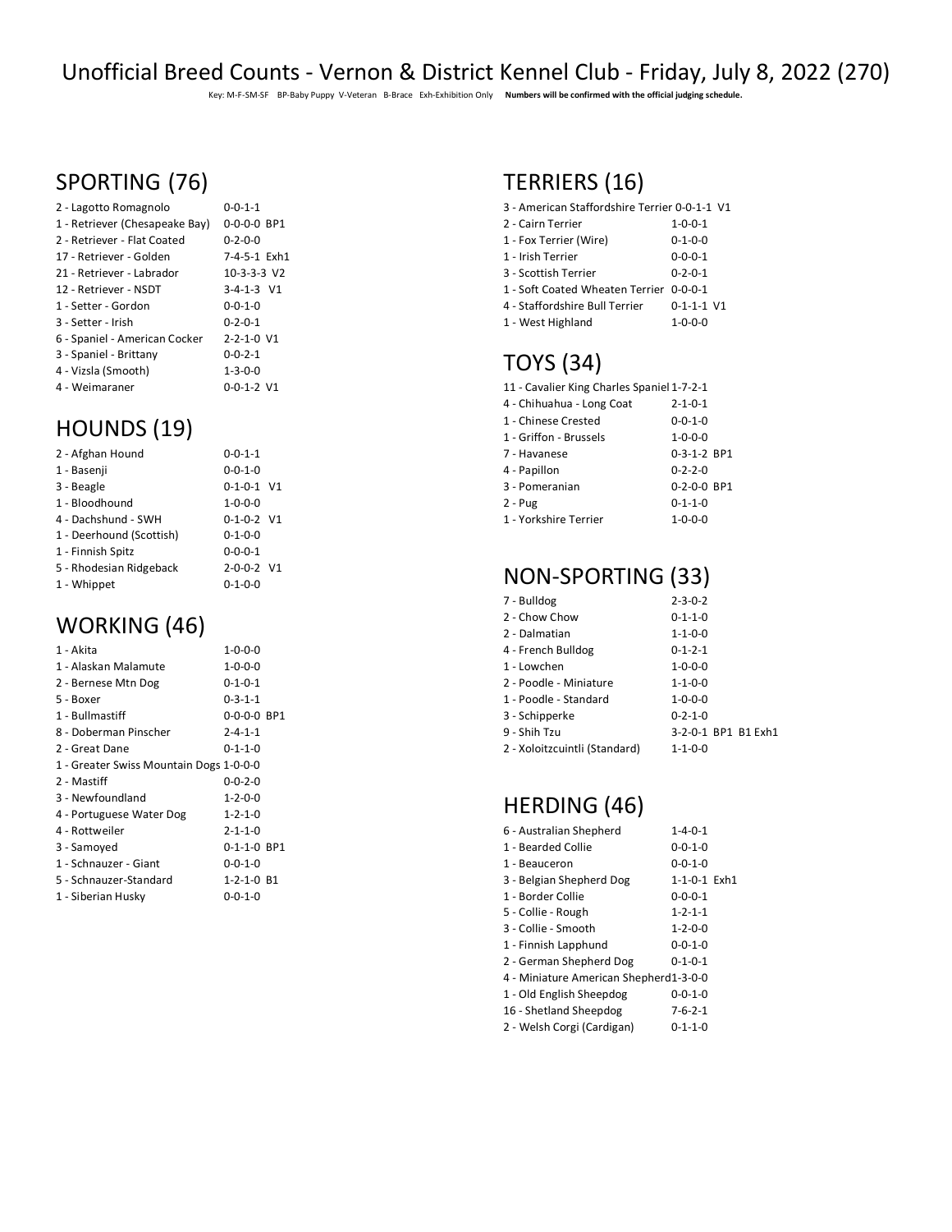# Unofficial Breed Counts - Vernon & District Kennel Club - Friday, July 8, 2022 (270)

Key: M-F-SM-SF BP-Baby Puppy V-Veteran B-Brace Exh-Exhibition Only **Numbers will be confirmed with the official judging schedule.**

## SPORTING (76)

| Breed | Count |
|---|---|
| 2 - Lagotto Romagnolo | 0-0-1-1 |
| 1 - Retriever (Chesapeake Bay) | 0-0-0-0 BP1 |
| 2 - Retriever - Flat Coated | 0-2-0-0 |
| 17 - Retriever - Golden | 7-4-5-1 Exh1 |
| 21 - Retriever - Labrador | 10-3-3-3 V2 |
| 12 - Retriever - NSDT | 3-4-1-3 V1 |
| 1 - Setter - Gordon | 0-0-1-0 |
| 3 - Setter - Irish | 0-2-0-1 |
| 6 - Spaniel - American Cocker | 2-2-1-0 V1 |
| 3 - Spaniel - Brittany | 0-0-2-1 |
| 4 - Vizsla (Smooth) | 1-3-0-0 |
| 4 - Weimaraner | 0-0-1-2 V1 |

## HOUNDS (19)

| Breed | Count |
|---|---|
| 2 - Afghan Hound | 0-0-1-1 |
| 1 - Basenji | 0-0-1-0 |
| 3 - Beagle | 0-1-0-1 V1 |
| 1 - Bloodhound | 1-0-0-0 |
| 4 - Dachshund - SWH | 0-1-0-2 V1 |
| 1 - Deerhound (Scottish) | 0-1-0-0 |
| 1 - Finnish Spitz | 0-0-0-1 |
| 5 - Rhodesian Ridgeback | 2-0-0-2 V1 |
| 1 - Whippet | 0-1-0-0 |

## WORKING (46)

| Breed | Count |
|---|---|
| 1 - Akita | 1-0-0-0 |
| 1 - Alaskan Malamute | 1-0-0-0 |
| 2 - Bernese Mtn Dog | 0-1-0-1 |
| 5 - Boxer | 0-3-1-1 |
| 1 - Bullmastiff | 0-0-0-0 BP1 |
| 8 - Doberman Pinscher | 2-4-1-1 |
| 2 - Great Dane | 0-1-1-0 |
| 1 - Greater Swiss Mountain Dogs | 1-0-0-0 |
| 2 - Mastiff | 0-0-2-0 |
| 3 - Newfoundland | 1-2-0-0 |
| 4 - Portuguese Water Dog | 1-2-1-0 |
| 4 - Rottweiler | 2-1-1-0 |
| 3 - Samoyed | 0-1-1-0 BP1 |
| 1 - Schnauzer - Giant | 0-0-1-0 |
| 5 - Schnauzer-Standard | 1-2-1-0 B1 |
| 1 - Siberian Husky | 0-0-1-0 |

## TERRIERS (16)

| Breed | Count |
|---|---|
| 3 - American Staffordshire Terrier | 0-0-1-1 V1 |
| 2 - Cairn Terrier | 1-0-0-1 |
| 1 - Fox Terrier (Wire) | 0-1-0-0 |
| 1 - Irish Terrier | 0-0-0-1 |
| 3 - Scottish Terrier | 0-2-0-1 |
| 1 - Soft Coated Wheaten Terrier | 0-0-0-1 |
| 4 - Staffordshire Bull Terrier | 0-1-1-1 V1 |
| 1 - West Highland | 1-0-0-0 |

## TOYS (34)

| Breed | Count |
|---|---|
| 11 - Cavalier King Charles Spaniel | 1-7-2-1 |
| 4 - Chihuahua - Long Coat | 2-1-0-1 |
| 1 - Chinese Crested | 0-0-1-0 |
| 1 - Griffon - Brussels | 1-0-0-0 |
| 7 - Havanese | 0-3-1-2 BP1 |
| 4 - Papillon | 0-2-2-0 |
| 3 - Pomeranian | 0-2-0-0 BP1 |
| 2 - Pug | 0-1-1-0 |
| 1 - Yorkshire Terrier | 1-0-0-0 |

## NON-SPORTING (33)

| Breed | Count |
|---|---|
| 7 - Bulldog | 2-3-0-2 |
| 2 - Chow Chow | 0-1-1-0 |
| 2 - Dalmatian | 1-1-0-0 |
| 4 - French Bulldog | 0-1-2-1 |
| 1 - Lowchen | 1-0-0-0 |
| 2 - Poodle - Miniature | 1-1-0-0 |
| 1 - Poodle - Standard | 1-0-0-0 |
| 3 - Schipperke | 0-2-1-0 |
| 9 - Shih Tzu | 3-2-0-1 BP1 B1 Exh1 |
| 2 - Xoloitzcuintli (Standard) | 1-1-0-0 |

## HERDING (46)

| Breed | Count |
|---|---|
| 6 - Australian Shepherd | 1-4-0-1 |
| 1 - Bearded Collie | 0-0-1-0 |
| 1 - Beauceron | 0-0-1-0 |
| 3 - Belgian Shepherd Dog | 1-1-0-1 Exh1 |
| 1 - Border Collie | 0-0-0-1 |
| 5 - Collie - Rough | 1-2-1-1 |
| 3 - Collie - Smooth | 1-2-0-0 |
| 1 - Finnish Lapphund | 0-0-1-0 |
| 2 - German Shepherd Dog | 0-1-0-1 |
| 4 - Miniature American Shepherd | 1-3-0-0 |
| 1 - Old English Sheepdog | 0-0-1-0 |
| 16 - Shetland Sheepdog | 7-6-2-1 |
| 2 - Welsh Corgi (Cardigan) | 0-1-1-0 |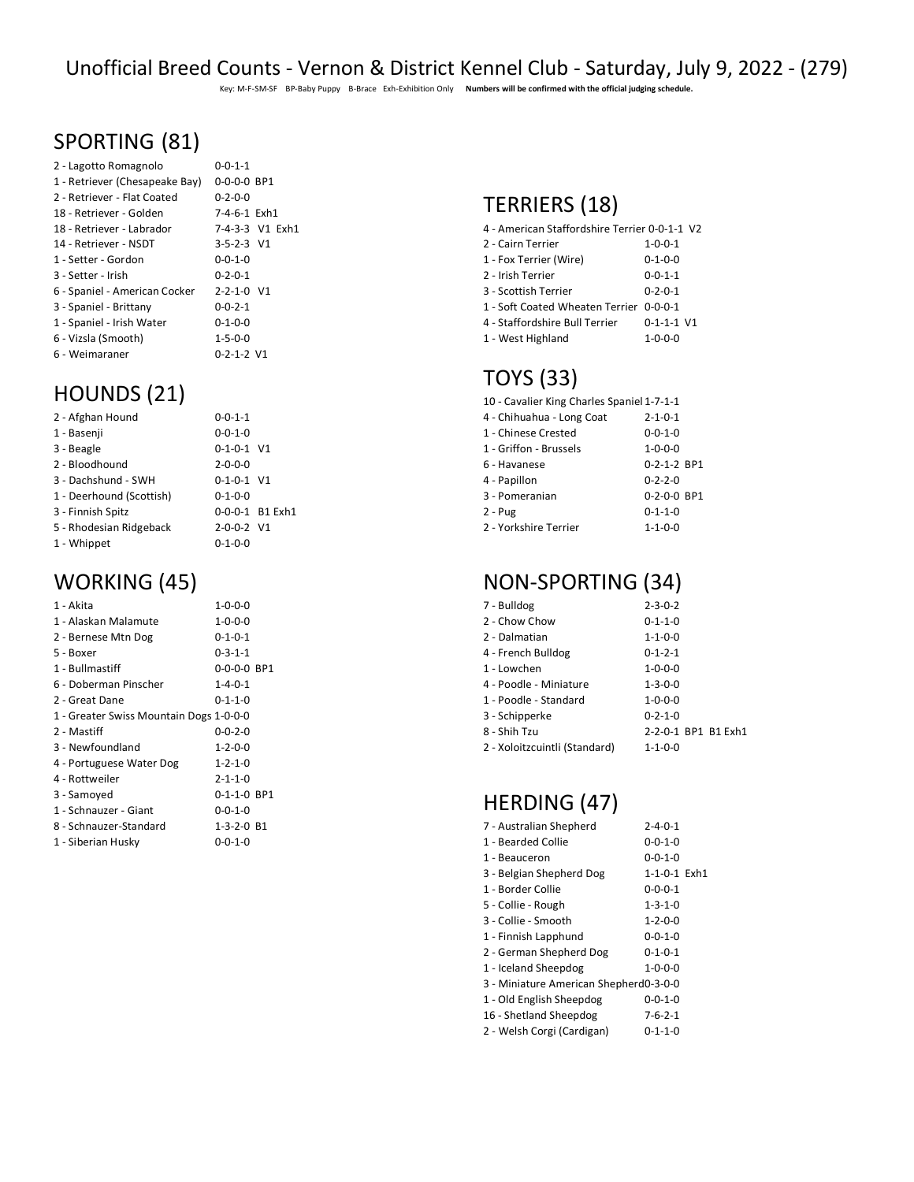# Unofficial Breed Counts - Vernon & District Kennel Club - Saturday, July 9, 2022 - (279)

Key: M-F-SM-SF BP-Baby Puppy B-Brace Exh-Exhibition Only **Numbers will be confirmed with the official judging schedule.**

## SPORTING (81)

| Breed | Count |
|---|---|
| 2 - Lagotto Romagnolo | 0-0-1-1 |
| 1 - Retriever (Chesapeake Bay) | 0-0-0-0 BP1 |
| 2 - Retriever - Flat Coated | 0-2-0-0 |
| 18 - Retriever - Golden | 7-4-6-1 Exh1 |
| 18 - Retriever - Labrador | 7-4-3-3 V1 Exh1 |
| 14 - Retriever - NSDT | 3-5-2-3 V1 |
| 1 - Setter - Gordon | 0-0-1-0 |
| 3 - Setter - Irish | 0-2-0-1 |
| 6 - Spaniel - American Cocker | 2-2-1-0 V1 |
| 3 - Spaniel - Brittany | 0-0-2-1 |
| 1 - Spaniel - Irish Water | 0-1-0-0 |
| 6 - Vizsla (Smooth) | 1-5-0-0 |
| 6 - Weimaraner | 0-2-1-2 V1 |

## HOUNDS (21)

| Breed | Count |
|---|---|
| 2 - Afghan Hound | 0-0-1-1 |
| 1 - Basenji | 0-0-1-0 |
| 3 - Beagle | 0-1-0-1 V1 |
| 2 - Bloodhound | 2-0-0-0 |
| 3 - Dachshund - SWH | 0-1-0-1 V1 |
| 1 - Deerhound (Scottish) | 0-1-0-0 |
| 3 - Finnish Spitz | 0-0-0-1 B1 Exh1 |
| 5 - Rhodesian Ridgeback | 2-0-0-2 V1 |
| 1 - Whippet | 0-1-0-0 |

## WORKING (45)

| Breed | Count |
|---|---|
| 1 - Akita | 1-0-0-0 |
| 1 - Alaskan Malamute | 1-0-0-0 |
| 2 - Bernese Mtn Dog | 0-1-0-1 |
| 5 - Boxer | 0-3-1-1 |
| 1 - Bullmastiff | 0-0-0-0 BP1 |
| 6 - Doberman Pinscher | 1-4-0-1 |
| 2 - Great Dane | 0-1-1-0 |
| 1 - Greater Swiss Mountain Dogs | 1-0-0-0 |
| 2 - Mastiff | 0-0-2-0 |
| 3 - Newfoundland | 1-2-0-0 |
| 4 - Portuguese Water Dog | 1-2-1-0 |
| 4 - Rottweiler | 2-1-1-0 |
| 3 - Samoyed | 0-1-1-0 BP1 |
| 1 - Schnauzer - Giant | 0-0-1-0 |
| 8 - Schnauzer-Standard | 1-3-2-0 B1 |
| 1 - Siberian Husky | 0-0-1-0 |

## TERRIERS (18)

| Breed | Count |
|---|---|
| 4 - American Staffordshire Terrier | 0-0-1-1 V2 |
| 2 - Cairn Terrier | 1-0-0-1 |
| 1 - Fox Terrier (Wire) | 0-1-0-0 |
| 2 - Irish Terrier | 0-0-1-1 |
| 3 - Scottish Terrier | 0-2-0-1 |
| 1 - Soft Coated Wheaten Terrier | 0-0-0-1 |
| 4 - Staffordshire Bull Terrier | 0-1-1-1 V1 |
| 1 - West Highland | 1-0-0-0 |

## TOYS (33)

| Breed | Count |
|---|---|
| 10 - Cavalier King Charles Spaniel | 1-7-1-1 |
| 4 - Chihuahua - Long Coat | 2-1-0-1 |
| 1 - Chinese Crested | 0-0-1-0 |
| 1 - Griffon - Brussels | 1-0-0-0 |
| 6 - Havanese | 0-2-1-2 BP1 |
| 4 - Papillon | 0-2-2-0 |
| 3 - Pomeranian | 0-2-0-0 BP1 |
| 2 - Pug | 0-1-1-0 |
| 2 - Yorkshire Terrier | 1-1-0-0 |

## NON-SPORTING (34)

| Breed | Count |
|---|---|
| 7 - Bulldog | 2-3-0-2 |
| 2 - Chow Chow | 0-1-1-0 |
| 2 - Dalmatian | 1-1-0-0 |
| 4 - French Bulldog | 0-1-2-1 |
| 1 - Lowchen | 1-0-0-0 |
| 4 - Poodle - Miniature | 1-3-0-0 |
| 1 - Poodle - Standard | 1-0-0-0 |
| 3 - Schipperke | 0-2-1-0 |
| 8 - Shih Tzu | 2-2-0-1 BP1 B1 Exh1 |
| 2 - Xoloitzcuintli (Standard) | 1-1-0-0 |

## HERDING (47)

| Breed | Count |
|---|---|
| 7 - Australian Shepherd | 2-4-0-1 |
| 1 - Bearded Collie | 0-0-1-0 |
| 1 - Beauceron | 0-0-1-0 |
| 3 - Belgian Shepherd Dog | 1-1-0-1 Exh1 |
| 1 - Border Collie | 0-0-0-1 |
| 5 - Collie - Rough | 1-3-1-0 |
| 3 - Collie - Smooth | 1-2-0-0 |
| 1 - Finnish Lapphund | 0-0-1-0 |
| 2 - German Shepherd Dog | 0-1-0-1 |
| 1 - Iceland Sheepdog | 1-0-0-0 |
| 3 - Miniature American Shepherd | 0-3-0-0 |
| 1 - Old English Sheepdog | 0-0-1-0 |
| 16 - Shetland Sheepdog | 7-6-2-1 |
| 2 - Welsh Corgi (Cardigan) | 0-1-1-0 |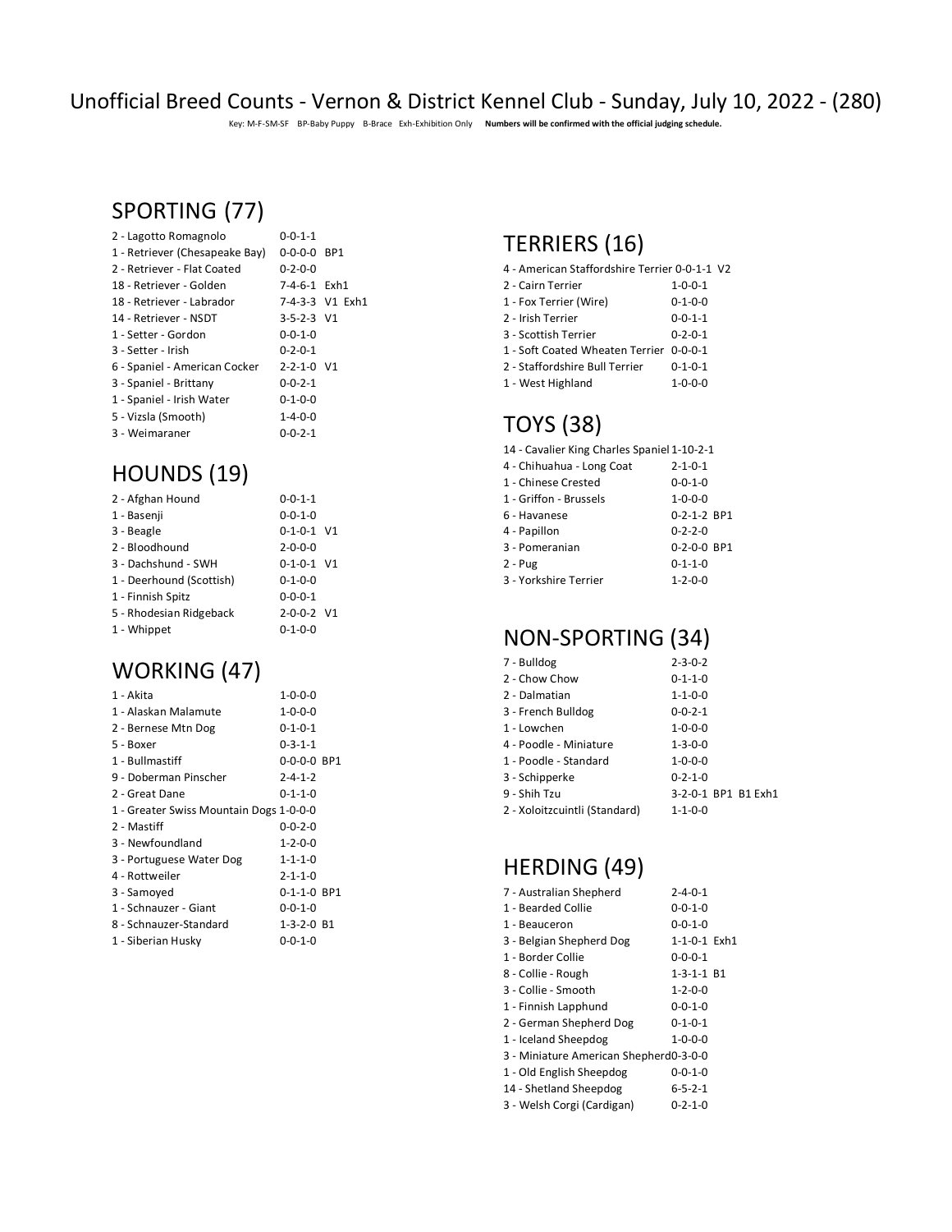# Unofficial Breed Counts - Vernon & District Kennel Club - Sunday, July 10, 2022 - (280)

Key: M-F-SM-SF BP-Baby Puppy B-Brace Exh-Exhibition Only **Numbers will be confirmed with the official judging schedule.**

## SPORTING (77)

| Breed | Counts |
|---|---|
| 2 - Lagotto Romagnolo | 0-0-1-1 |
| 1 - Retriever (Chesapeake Bay) | 0-0-0-0 BP1 |
| 2 - Retriever - Flat Coated | 0-2-0-0 |
| 18 - Retriever - Golden | 7-4-6-1 Exh1 |
| 18 - Retriever - Labrador | 7-4-3-3 V1 Exh1 |
| 14 - Retriever - NSDT | 3-5-2-3 V1 |
| 1 - Setter - Gordon | 0-0-1-0 |
| 3 - Setter - Irish | 0-2-0-1 |
| 6 - Spaniel - American Cocker | 2-2-1-0 V1 |
| 3 - Spaniel - Brittany | 0-0-2-1 |
| 1 - Spaniel - Irish Water | 0-1-0-0 |
| 5 - Vizsla (Smooth) | 1-4-0-0 |
| 3 - Weimaraner | 0-0-2-1 |

## HOUNDS (19)

| Breed | Counts |
|---|---|
| 2 - Afghan Hound | 0-0-1-1 |
| 1 - Basenji | 0-0-1-0 |
| 3 - Beagle | 0-1-0-1 V1 |
| 2 - Bloodhound | 2-0-0-0 |
| 3 - Dachshund - SWH | 0-1-0-1 V1 |
| 1 - Deerhound (Scottish) | 0-1-0-0 |
| 1 - Finnish Spitz | 0-0-0-1 |
| 5 - Rhodesian Ridgeback | 2-0-0-2 V1 |
| 1 - Whippet | 0-1-0-0 |

## WORKING (47)

| Breed | Counts |
|---|---|
| 1 - Akita | 1-0-0-0 |
| 1 - Alaskan Malamute | 1-0-0-0 |
| 2 - Bernese Mtn Dog | 0-1-0-1 |
| 5 - Boxer | 0-3-1-1 |
| 1 - Bullmastiff | 0-0-0-0 BP1 |
| 9 - Doberman Pinscher | 2-4-1-2 |
| 2 - Great Dane | 0-1-1-0 |
| 1 - Greater Swiss Mountain Dogs | 1-0-0-0 |
| 2 - Mastiff | 0-0-2-0 |
| 3 - Newfoundland | 1-2-0-0 |
| 3 - Portuguese Water Dog | 1-1-1-0 |
| 4 - Rottweiler | 2-1-1-0 |
| 3 - Samoyed | 0-1-1-0 BP1 |
| 1 - Schnauzer - Giant | 0-0-1-0 |
| 8 - Schnauzer-Standard | 1-3-2-0 B1 |
| 1 - Siberian Husky | 0-0-1-0 |

## TERRIERS (16)

| Breed | Counts |
|---|---|
| 4 - American Staffordshire Terrier | 0-0-1-1 V2 |
| 2 - Cairn Terrier | 1-0-0-1 |
| 1 - Fox Terrier (Wire) | 0-1-0-0 |
| 2 - Irish Terrier | 0-0-1-1 |
| 3 - Scottish Terrier | 0-2-0-1 |
| 1 - Soft Coated Wheaten Terrier | 0-0-0-1 |
| 2 - Staffordshire Bull Terrier | 0-1-0-1 |
| 1 - West Highland | 1-0-0-0 |

## TOYS (38)

| Breed | Counts |
|---|---|
| 14 - Cavalier King Charles Spaniel | 1-10-2-1 |
| 4 - Chihuahua - Long Coat | 2-1-0-1 |
| 1 - Chinese Crested | 0-0-1-0 |
| 1 - Griffon - Brussels | 1-0-0-0 |
| 6 - Havanese | 0-2-1-2 BP1 |
| 4 - Papillon | 0-2-2-0 |
| 3 - Pomeranian | 0-2-0-0 BP1 |
| 2 - Pug | 0-1-1-0 |
| 3 - Yorkshire Terrier | 1-2-0-0 |

## NON-SPORTING (34)

| Breed | Counts |
|---|---|
| 7 - Bulldog | 2-3-0-2 |
| 2 - Chow Chow | 0-1-1-0 |
| 2 - Dalmatian | 1-1-0-0 |
| 3 - French Bulldog | 0-0-2-1 |
| 1 - Lowchen | 1-0-0-0 |
| 4 - Poodle - Miniature | 1-3-0-0 |
| 1 - Poodle - Standard | 1-0-0-0 |
| 3 - Schipperke | 0-2-1-0 |
| 9 - Shih Tzu | 3-2-0-1 BP1 B1 Exh1 |
| 2 - Xoloitzcuintli (Standard) | 1-1-0-0 |

## HERDING (49)

| Breed | Counts |
|---|---|
| 7 - Australian Shepherd | 2-4-0-1 |
| 1 - Bearded Collie | 0-0-1-0 |
| 1 - Beauceron | 0-0-1-0 |
| 3 - Belgian Shepherd Dog | 1-1-0-1 Exh1 |
| 1 - Border Collie | 0-0-0-1 |
| 8 - Collie - Rough | 1-3-1-1 B1 |
| 3 - Collie - Smooth | 1-2-0-0 |
| 1 - Finnish Lapphund | 0-0-1-0 |
| 2 - German Shepherd Dog | 0-1-0-1 |
| 1 - Iceland Sheepdog | 1-0-0-0 |
| 3 - Miniature American Shepherd | 0-3-0-0 |
| 1 - Old English Sheepdog | 0-0-1-0 |
| 14 - Shetland Sheepdog | 6-5-2-1 |
| 3 - Welsh Corgi (Cardigan) | 0-2-1-0 |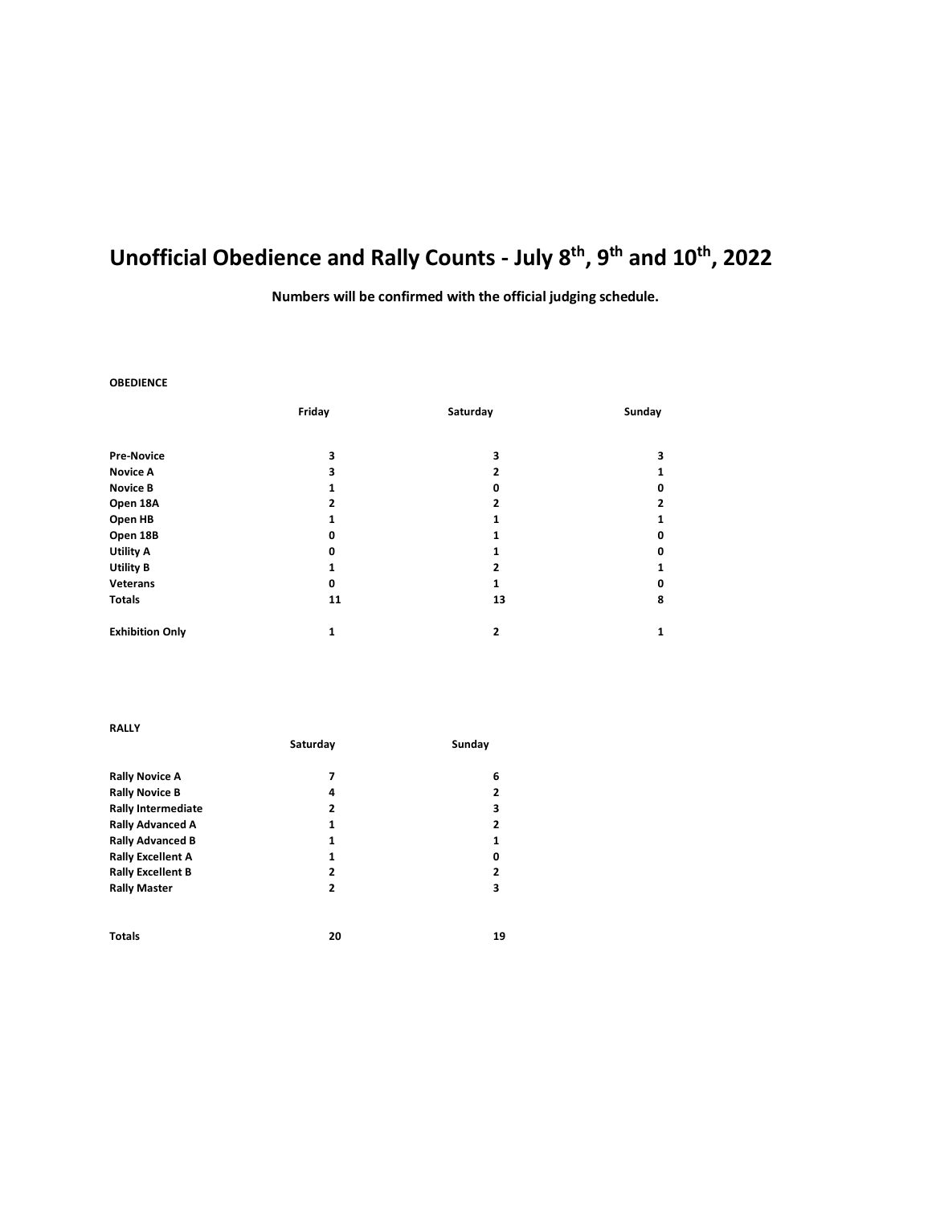# Unofficial Obedience and Rally Counts - July 8th, 9th and 10th, 2022

**Numbers will be confirmed with the official judging schedule.**

**OBEDIENCE**

| | Friday | Saturday | Sunday |
|---|---|---|---|
| **Pre-Novice** | 3 | 3 | 3 |
| **Novice A** | 3 | 2 | 1 |
| **Novice B** | 1 | 0 | 0 |
| **Open 18A** | 2 | 2 | 2 |
| **Open HB** | 1 | 1 | 1 |
| **Open 18B** | 0 | 1 | 0 |
| **Utility A** | 0 | 1 | 0 |
| **Utility B** | 1 | 2 | 1 |
| **Veterans** | 0 | 1 | 0 |
| **Totals** | 11 | 13 | 8 |
| **Exhibition Only** | 1 | 2 | 1 |

**RALLY**

| | Saturday | Sunday |
|---|---|---|
| **Rally Novice A** | 7 | 6 |
| **Rally Novice B** | 4 | 2 |
| **Rally Intermediate** | 2 | 3 |
| **Rally Advanced A** | 1 | 2 |
| **Rally Advanced B** | 1 | 1 |
| **Rally Excellent A** | 1 | 0 |
| **Rally Excellent B** | 2 | 2 |
| **Rally Master** | 2 | 3 |
| **Totals** | 20 | 19 |